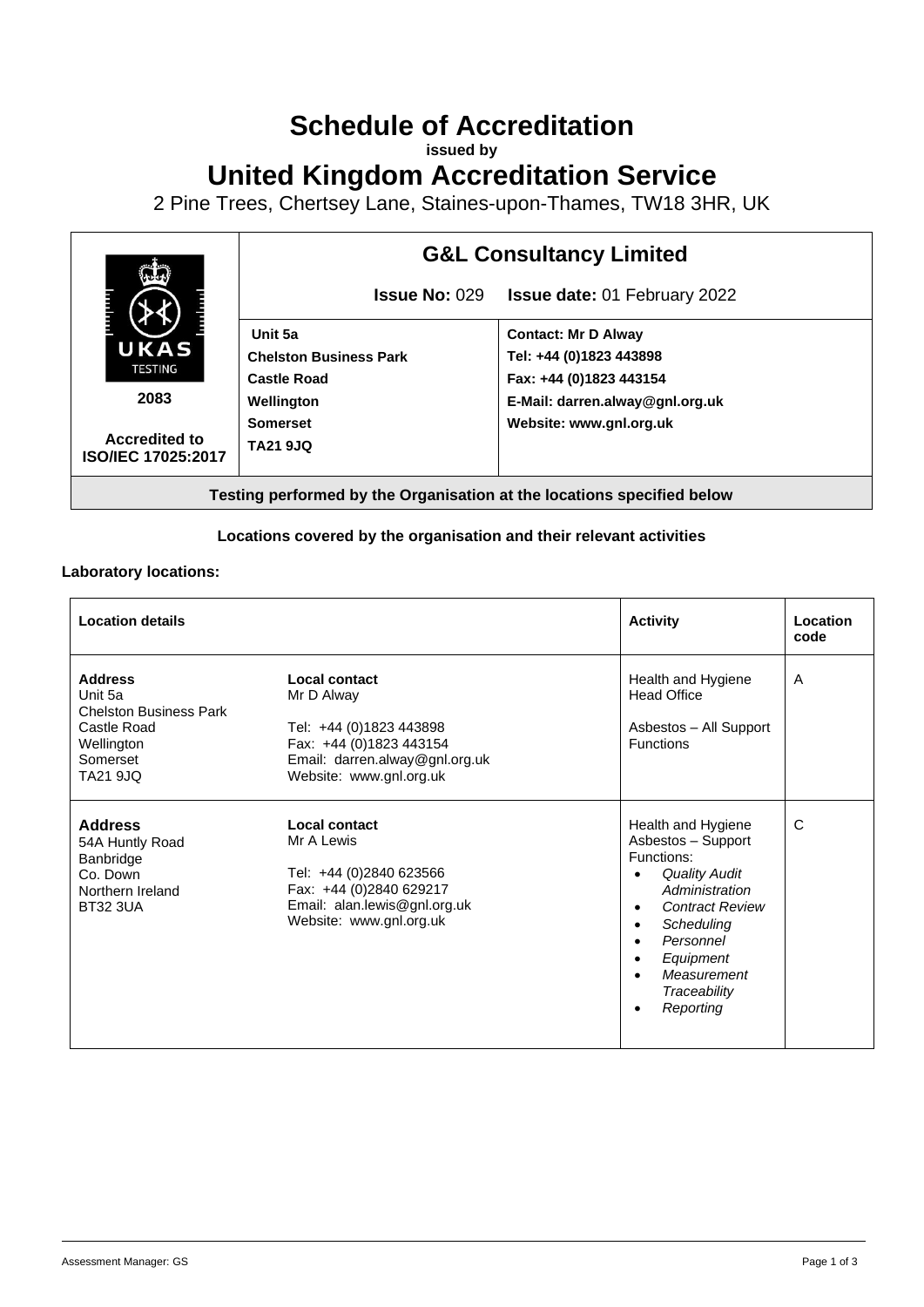# Schedule of Accreditation

**issued by**

# United Kingdom Accreditation Service

2 Pine Trees, Chertsey Lane, Staines-upon-Thames, TW18 3HR, UK

| UKAS TESTING 2083 Accredited to ISO/IEC 17025:2017 | **G&L Consultancy Limited** | |
|---|---|---|
| | **Issue No:** 029 | **Issue date:** 01 February 2022 |
| | **Unit 5a**<br>**Chelston Business Park**<br>**Castle Road**<br>**Wellington**<br>**Somerset**<br>**TA21 9JQ** | **Contact: Mr D Alway**<br>**Tel: +44 (0)1823 443898**<br>**Fax: +44 (0)1823 443154**<br>**E-Mail: darren.alway@gnl.org.uk**<br>**Website: www.gnl.org.uk** |

**Testing performed by the Organisation at the locations specified below**

**Locations covered by the organisation and their relevant activities**

**Laboratory locations:**

| Location details | | Activity | Location code |
|---|---|---|---|
| **Address**<br>Unit 5a<br>Chelston Business Park<br>Castle Road<br>Wellington<br>Somerset<br>TA21 9JQ | **Local contact**<br>Mr D Alway<br><br>Tel: +44 (0)1823 443898<br>Fax: +44 (0)1823 443154<br>Email: darren.alway@gnl.org.uk<br>Website: www.gnl.org.uk | Health and Hygiene Head Office<br><br>Asbestos – All Support Functions | A |
| **Address**<br>54A Huntly Road<br>Banbridge<br>Co. Down<br>Northern Ireland<br>BT32 3UA | **Local contact**<br>Mr A Lewis<br><br>Tel: +44 (0)2840 623566<br>Fax: +44 (0)2840 629217<br>Email: alan.lewis@gnl.org.uk<br>Website: www.gnl.org.uk | Health and Hygiene Asbestos – Support Functions:<br>• *Quality Audit Administration*<br>• *Contract Review*<br>• *Scheduling*<br>• *Personnel*<br>• *Equipment*<br>• *Measurement Traceability*<br>• *Reporting* | C |

Assessment Manager: GS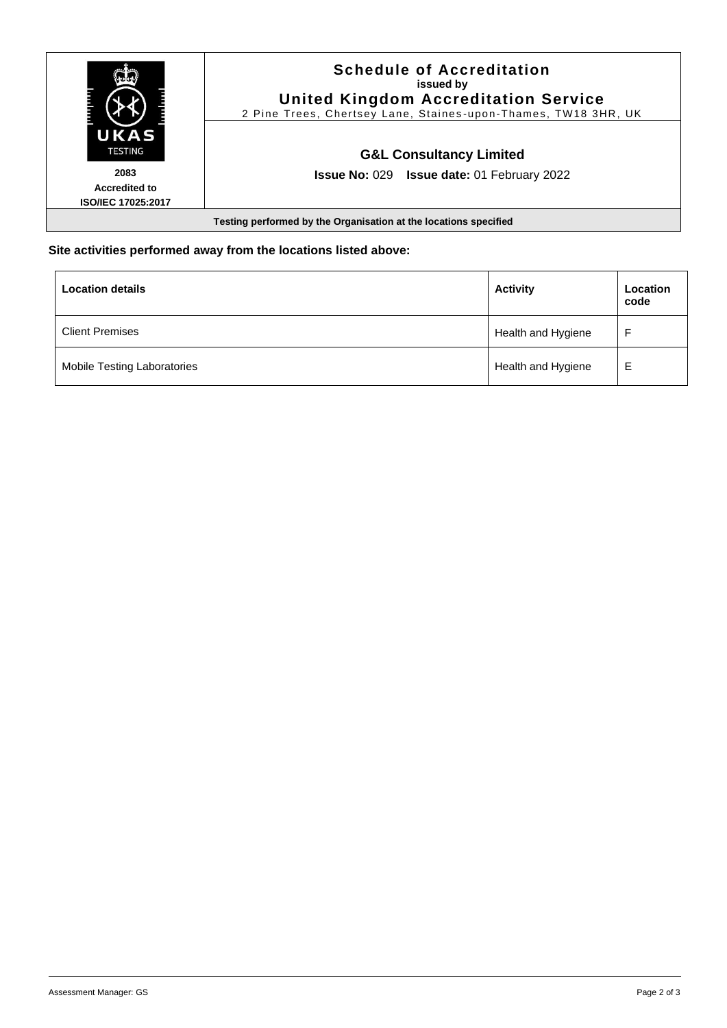# Schedule of Accreditation

**issued by**

**United Kingdom Accreditation Service**

2 Pine Trees, Chertsey Lane, Staines-upon-Thames, TW18 3HR, UK

UKAS TESTING

**2083**

**Accredited to ISO/IEC 17025:2017**

## G&L Consultancy Limited

**Issue No:** 029 **Issue date:** 01 February 2022

**Testing performed by the Organisation at the locations specified**

**Site activities performed away from the locations listed above:**

| **Location details** | **Activity** | **Location code** |
|---|---|---|
| Client Premises | Health and Hygiene | F |
| Mobile Testing Laboratories | Health and Hygiene | E |

Assessment Manager: GS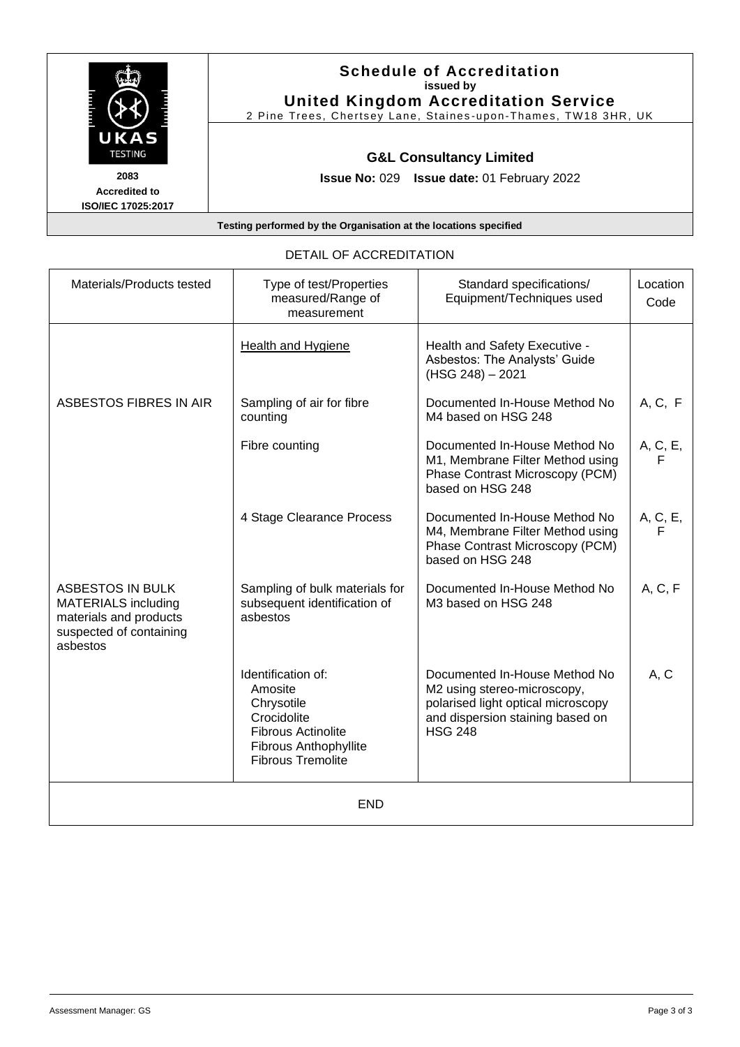**2083**
**Accredited to**
**ISO/IEC 17025:2017**

**Schedule of Accreditation**
**issued by**
**United Kingdom Accreditation Service**
2 Pine Trees, Chertsey Lane, Staines-upon-Thames, TW18 3HR, UK

**G&L Consultancy Limited**

**Issue No:** 029 **Issue date:** 01 February 2022

**Testing performed by the Organisation at the locations specified**

DETAIL OF ACCREDITATION

| Materials/Products tested | Type of test/Properties measured/Range of measurement | Standard specifications/ Equipment/Techniques used | Location Code |
|---|---|---|---|
| | Health and Hygiene | Health and Safety Executive - Asbestos: The Analysts' Guide (HSG 248) – 2021 | |
| ASBESTOS FIBRES IN AIR | Sampling of air for fibre counting | Documented In-House Method No M4 based on HSG 248 | A, C, F |
| | Fibre counting | Documented In-House Method No M1, Membrane Filter Method using Phase Contrast Microscopy (PCM) based on HSG 248 | A, C, E, F |
| | 4 Stage Clearance Process | Documented In-House Method No M4, Membrane Filter Method using Phase Contrast Microscopy (PCM) based on HSG 248 | A, C, E, F |
| ASBESTOS IN BULK MATERIALS including materials and products suspected of containing asbestos | Sampling of bulk materials for subsequent identification of asbestos | Documented In-House Method No M3 based on HSG 248 | A, C, F |
| | Identification of: Amosite, Chrysotile, Crocidolite, Fibrous Actinolite, Fibrous Anthophyllite, Fibrous Tremolite | Documented In-House Method No M2 using stereo-microscopy, polarised light optical microscopy and dispersion staining based on HSG 248 | A, C |

END

Assessment Manager: GS